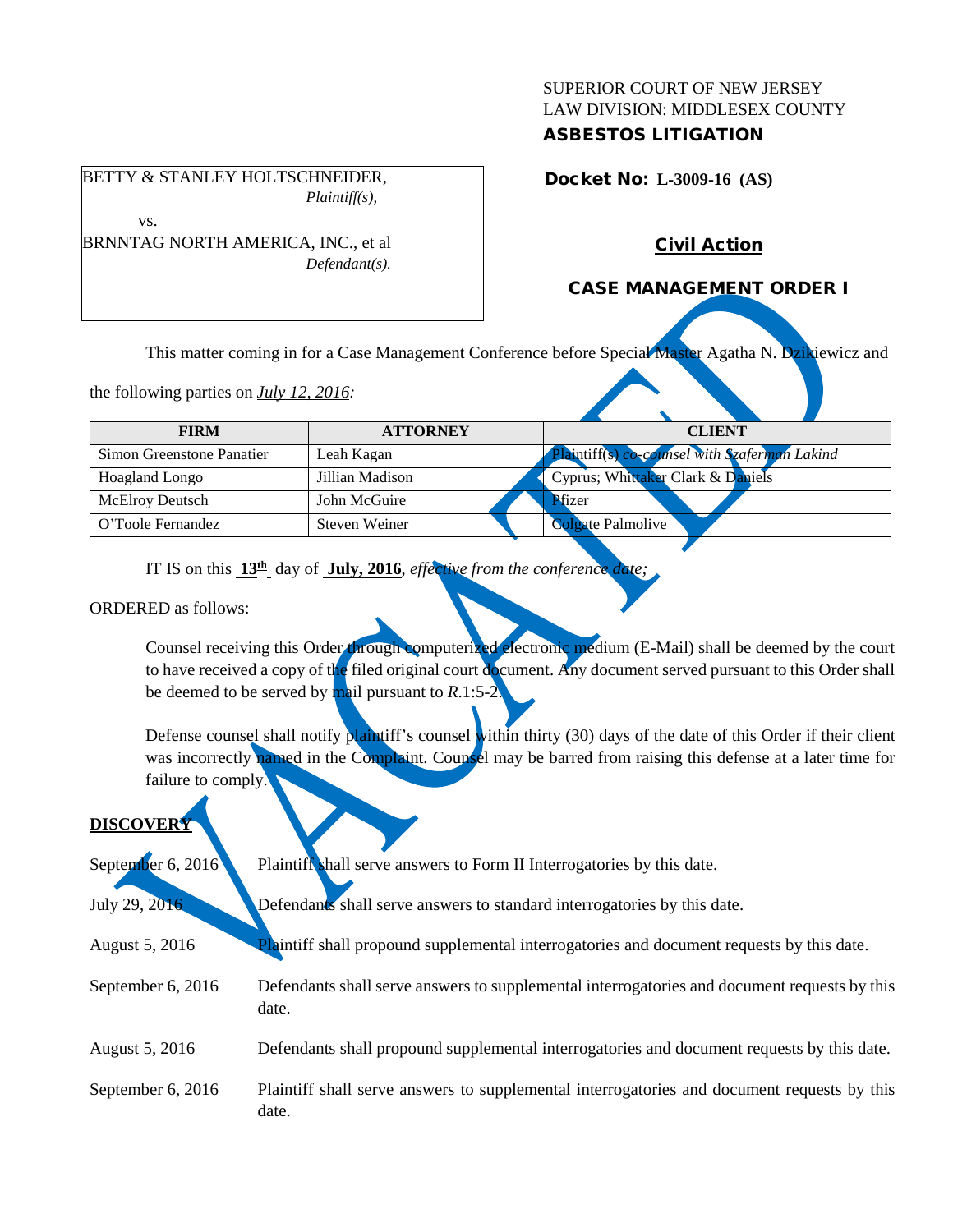SUPERIOR COURT OF NEW JERSEY
LAW DIVISION: MIDDLESEX COUNTY
**ASBESTOS LITIGATION**

BETTY & STANLEY HOLTSCHNEIDER,
*Plaintiff(s),*

vs.

BRNNTAG NORTH AMERICA, INC., et al
*Defendant(s).*

**Docket No: L-3009-16 (AS)**

**Civil Action**

**CASE MANAGEMENT ORDER I**

VACATED

This matter coming in for a Case Management Conference before Special Master Agatha N. Dzikiewicz and the following parties on *July 12, 2016:*

| FIRM | ATTORNEY | CLIENT |
|---|---|---|
| Simon Greenstone Panatier | Leah Kagan | Plaintiff(s) *co-counsel with Szaferman Lakind* |
| Hoagland Longo | Jillian Madison | Cyprus; Whittaker Clark & Daniels |
| McElroy Deutsch | John McGuire | Pfizer |
| O'Toole Fernandez | Steven Weiner | Colgate Palmolive |

IT IS on this **13th** day of **July, 2016**, *effective from the conference date;*

ORDERED as follows:

Counsel receiving this Order through computerized electronic medium (E-Mail) shall be deemed by the court to have received a copy of the filed original court document. Any document served pursuant to this Order shall be deemed to be served by mail pursuant to *R*.1:5-2.

Defense counsel shall notify plaintiff's counsel within thirty (30) days of the date of this Order if their client was incorrectly named in the Complaint. Counsel may be barred from raising this defense at a later time for failure to comply.

**DISCOVERY**

| | |
|---|---|
| September 6, 2016 | Plaintiff shall serve answers to Form II Interrogatories by this date. |
| July 29, 2016 | Defendants shall serve answers to standard interrogatories by this date. |
| August 5, 2016 | Plaintiff shall propound supplemental interrogatories and document requests by this date. |
| September 6, 2016 | Defendants shall serve answers to supplemental interrogatories and document requests by this date. |
| August 5, 2016 | Defendants shall propound supplemental interrogatories and document requests by this date. |
| September 6, 2016 | Plaintiff shall serve answers to supplemental interrogatories and document requests by this date. |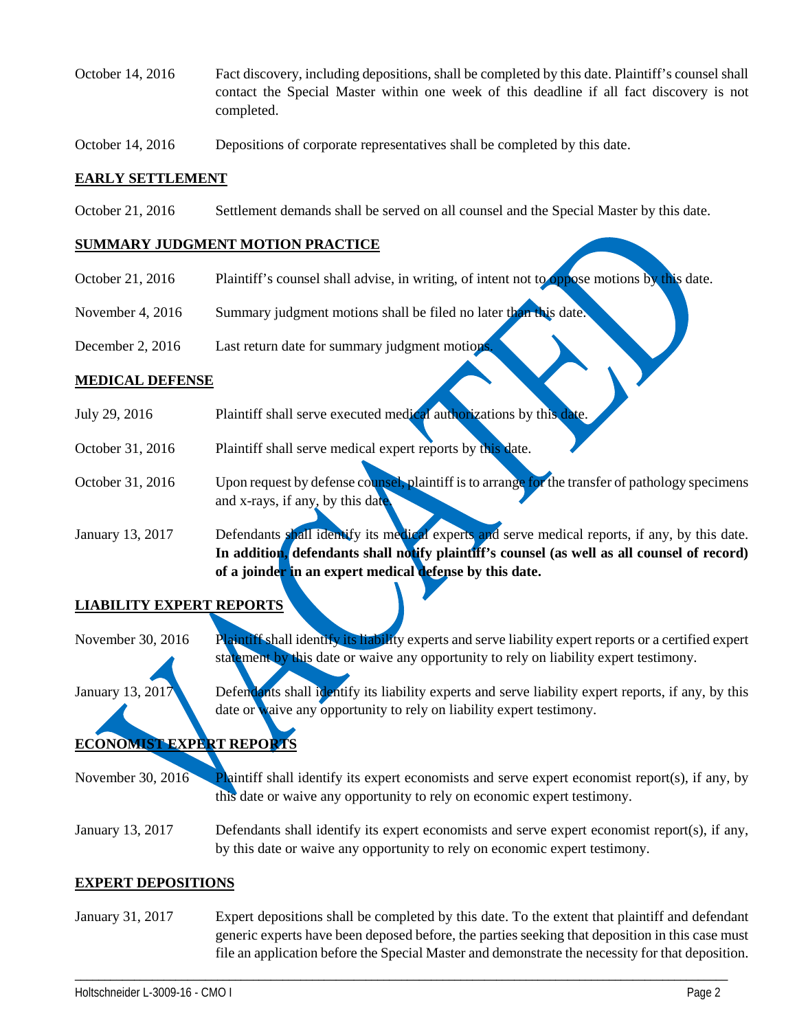| | |
|---|---|
| October 14, 2016 | Fact discovery, including depositions, shall be completed by this date. Plaintiff's counsel shall contact the Special Master within one week of this deadline if all fact discovery is not completed. |
| October 14, 2016 | Depositions of corporate representatives shall be completed by this date. |

## EARLY SETTLEMENT

| | |
|---|---|
| October 21, 2016 | Settlement demands shall be served on all counsel and the Special Master by this date. |

## SUMMARY JUDGMENT MOTION PRACTICE

| | |
|---|---|
| October 21, 2016 | Plaintiff's counsel shall advise, in writing, of intent not to oppose motions by this date. |
| November 4, 2016 | Summary judgment motions shall be filed no later than this date. |
| December 2, 2016 | Last return date for summary judgment motions. |

## MEDICAL DEFENSE

| | |
|---|---|
| July 29, 2016 | Plaintiff shall serve executed medical authorizations by this date. |
| October 31, 2016 | Plaintiff shall serve medical expert reports by this date. |
| October 31, 2016 | Upon request by defense counsel, plaintiff is to arrange for the transfer of pathology specimens and x-rays, if any, by this date. |
| January 13, 2017 | Defendants shall identify its medical experts and serve medical reports, if any, by this date. **In addition, defendants shall notify plaintiff's counsel (as well as all counsel of record) of a joinder in an expert medical defense by this date.** |

## LIABILITY EXPERT REPORTS

| | |
|---|---|
| November 30, 2016 | Plaintiff shall identify its liability experts and serve liability expert reports or a certified expert statement by this date or waive any opportunity to rely on liability expert testimony. |
| January 13, 2017 | Defendants shall identify its liability experts and serve liability expert reports, if any, by this date or waive any opportunity to rely on liability expert testimony. |

## ECONOMIST EXPERT REPORTS

| | |
|---|---|
| November 30, 2016 | Plaintiff shall identify its expert economists and serve expert economist report(s), if any, by this date or waive any opportunity to rely on economic expert testimony. |
| January 13, 2017 | Defendants shall identify its expert economists and serve expert economist report(s), if any, by this date or waive any opportunity to rely on economic expert testimony. |

## EXPERT DEPOSITIONS

| | |
|---|---|
| January 31, 2017 | Expert depositions shall be completed by this date. To the extent that plaintiff and defendant generic experts have been deposed before, the parties seeking that deposition in this case must file an application before the Special Master and demonstrate the necessity for that deposition. |

VACATED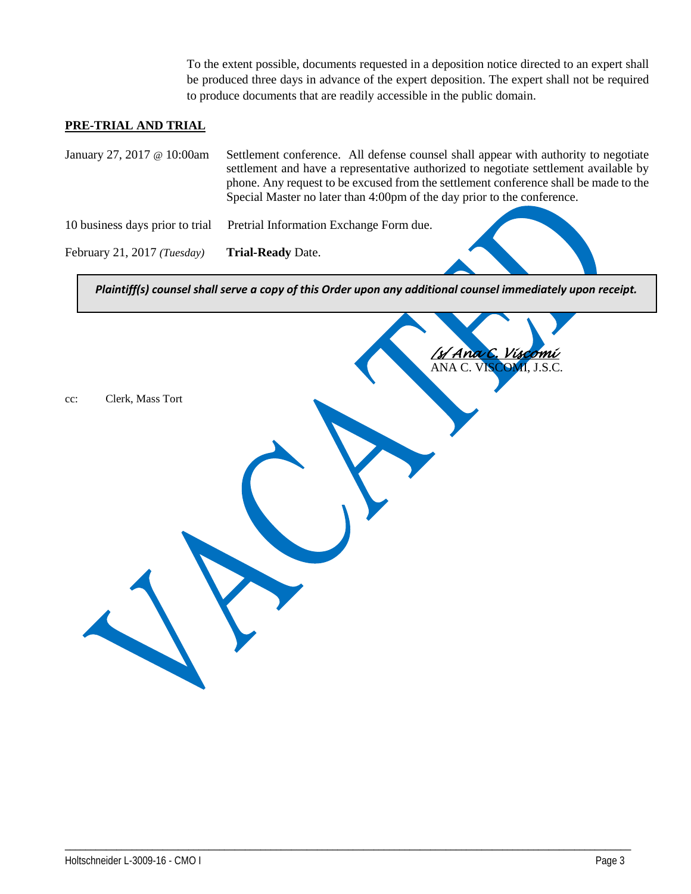To the extent possible, documents requested in a deposition notice directed to an expert shall be produced three days in advance of the expert deposition. The expert shall not be required to produce documents that are readily accessible in the public domain.

**PRE-TRIAL AND TRIAL**

| | |
|---|---|
| January 27, 2017 @ 10:00am | Settlement conference. All defense counsel shall appear with authority to negotiate settlement and have a representative authorized to negotiate settlement available by phone. Any request to be excused from the settlement conference shall be made to the Special Master no later than 4:00pm of the day prior to the conference. |
| 10 business days prior to trial | Pretrial Information Exchange Form due. |
| February 21, 2017 *(Tuesday)* | **Trial-Ready** Date. |

***Plaintiff(s) counsel shall serve a copy of this Order upon any additional counsel immediately upon receipt.***

VACATED

*/s/ Ana C. Viscomi*
ANA C. VISCOMI, J.S.C.

cc: Clerk, Mass Tort